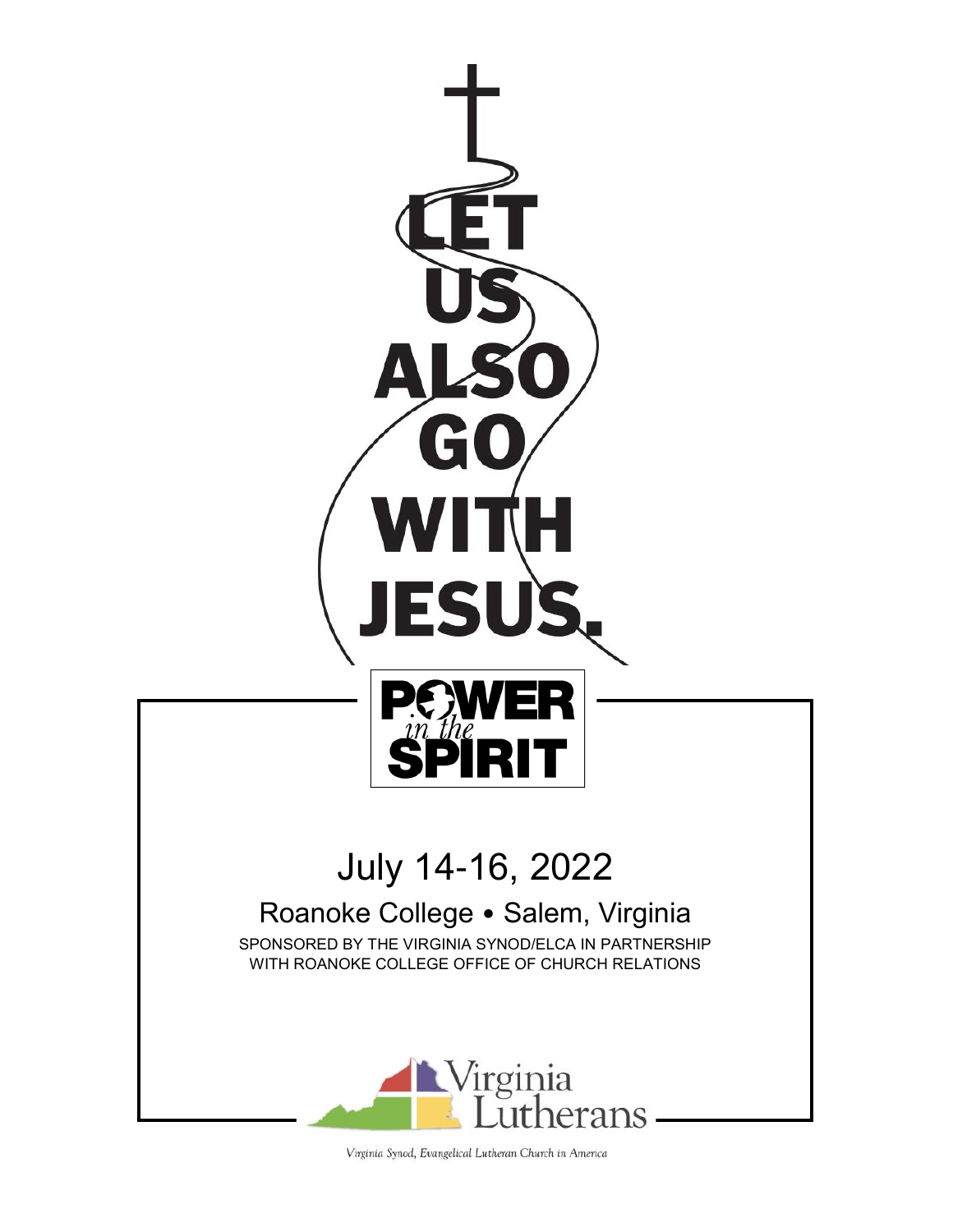# LET US ALSO GO WITH JESUS.

**POWER** *in the* **SPIRIT**

## July 14-16, 2022

### Roanoke College • Salem, Virginia

SPONSORED BY THE VIRGINIA SYNOD/ELCA IN PARTNERSHIP WITH ROANOKE COLLEGE OFFICE OF CHURCH RELATIONS

Virginia Lutherans

*Virginia Synod, Evangelical Lutheran Church in America*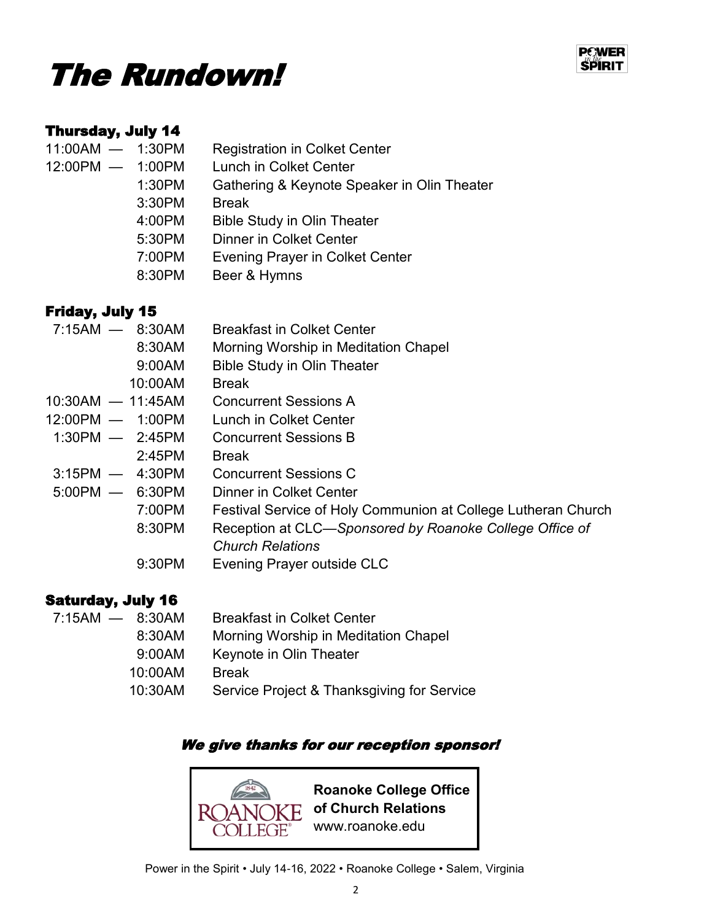# The Rundown!

## Thursday, July 14

| Time | Event |
| --- | --- |
| 11:00AM — 1:30PM | Registration in Colket Center |
| 12:00PM — 1:00PM | Lunch in Colket Center |
| 1:30PM | Gathering & Keynote Speaker in Olin Theater |
| 3:30PM | Break |
| 4:00PM | Bible Study in Olin Theater |
| 5:30PM | Dinner in Colket Center |
| 7:00PM | Evening Prayer in Colket Center |
| 8:30PM | Beer & Hymns |

## Friday, July 15

| Time | Event |
| --- | --- |
| 7:15AM — 8:30AM | Breakfast in Colket Center |
| 8:30AM | Morning Worship in Meditation Chapel |
| 9:00AM | Bible Study in Olin Theater |
| 10:00AM | Break |
| 10:30AM — 11:45AM | Concurrent Sessions A |
| 12:00PM — 1:00PM | Lunch in Colket Center |
| 1:30PM — 2:45PM | Concurrent Sessions B |
| 2:45PM | Break |
| 3:15PM — 4:30PM | Concurrent Sessions C |
| 5:00PM — 6:30PM | Dinner in Colket Center |
| 7:00PM | Festival Service of Holy Communion at College Lutheran Church |
| 8:30PM | Reception at CLC—*Sponsored by Roanoke College Office of Church Relations* |
| 9:30PM | Evening Prayer outside CLC |

## Saturday, July 16

| Time | Event |
| --- | --- |
| 7:15AM — 8:30AM | Breakfast in Colket Center |
| 8:30AM | Morning Worship in Meditation Chapel |
| 9:00AM | Keynote in Olin Theater |
| 10:00AM | Break |
| 10:30AM | Service Project & Thanksgiving for Service |

***We give thanks for our reception sponsor!***

**Roanoke College Office of Church Relations**
www.roanoke.edu

Power in the Spirit • July 14-16, 2022 • Roanoke College • Salem, Virginia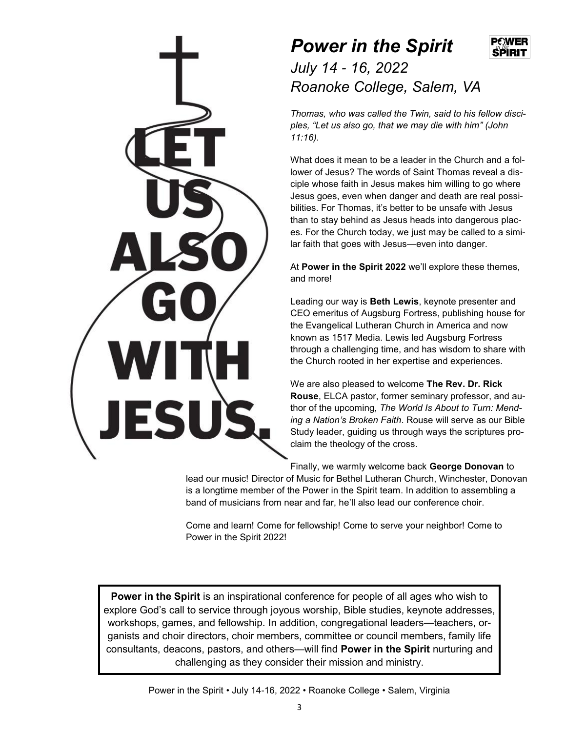LET US ALSO GO WITH JESUS.

# *Power in the Spirit*

*July 14 - 16, 2022*

*Roanoke College, Salem, VA*

*Thomas, who was called the Twin, said to his fellow disciples, "Let us also go, that we may die with him" (John 11:16).*

What does it mean to be a leader in the Church and a follower of Jesus? The words of Saint Thomas reveal a disciple whose faith in Jesus makes him willing to go where Jesus goes, even when danger and death are real possibilities. For Thomas, it's better to be unsafe with Jesus than to stay behind as Jesus heads into dangerous places. For the Church today, we just may be called to a similar faith that goes with Jesus—even into danger.

At **Power in the Spirit 2022** we'll explore these themes, and more!

Leading our way is **Beth Lewis**, keynote presenter and CEO emeritus of Augsburg Fortress, publishing house for the Evangelical Lutheran Church in America and now known as 1517 Media. Lewis led Augsburg Fortress through a challenging time, and has wisdom to share with the Church rooted in her expertise and experiences.

We are also pleased to welcome **The Rev. Dr. Rick Rouse**, ELCA pastor, former seminary professor, and author of the upcoming, *The World Is About to Turn: Mending a Nation's Broken Faith*. Rouse will serve as our Bible Study leader, guiding us through ways the scriptures proclaim the theology of the cross.

Finally, we warmly welcome back **George Donovan** to lead our music! Director of Music for Bethel Lutheran Church, Winchester, Donovan is a longtime member of the Power in the Spirit team. In addition to assembling a band of musicians from near and far, he'll also lead our conference choir.

Come and learn! Come for fellowship! Come to serve your neighbor! Come to Power in the Spirit 2022!

**Power in the Spirit** is an inspirational conference for people of all ages who wish to explore God's call to service through joyous worship, Bible studies, keynote addresses, workshops, games, and fellowship. In addition, congregational leaders—teachers, organists and choir directors, choir members, committee or council members, family life consultants, deacons, pastors, and others—will find **Power in the Spirit** nurturing and challenging as they consider their mission and ministry.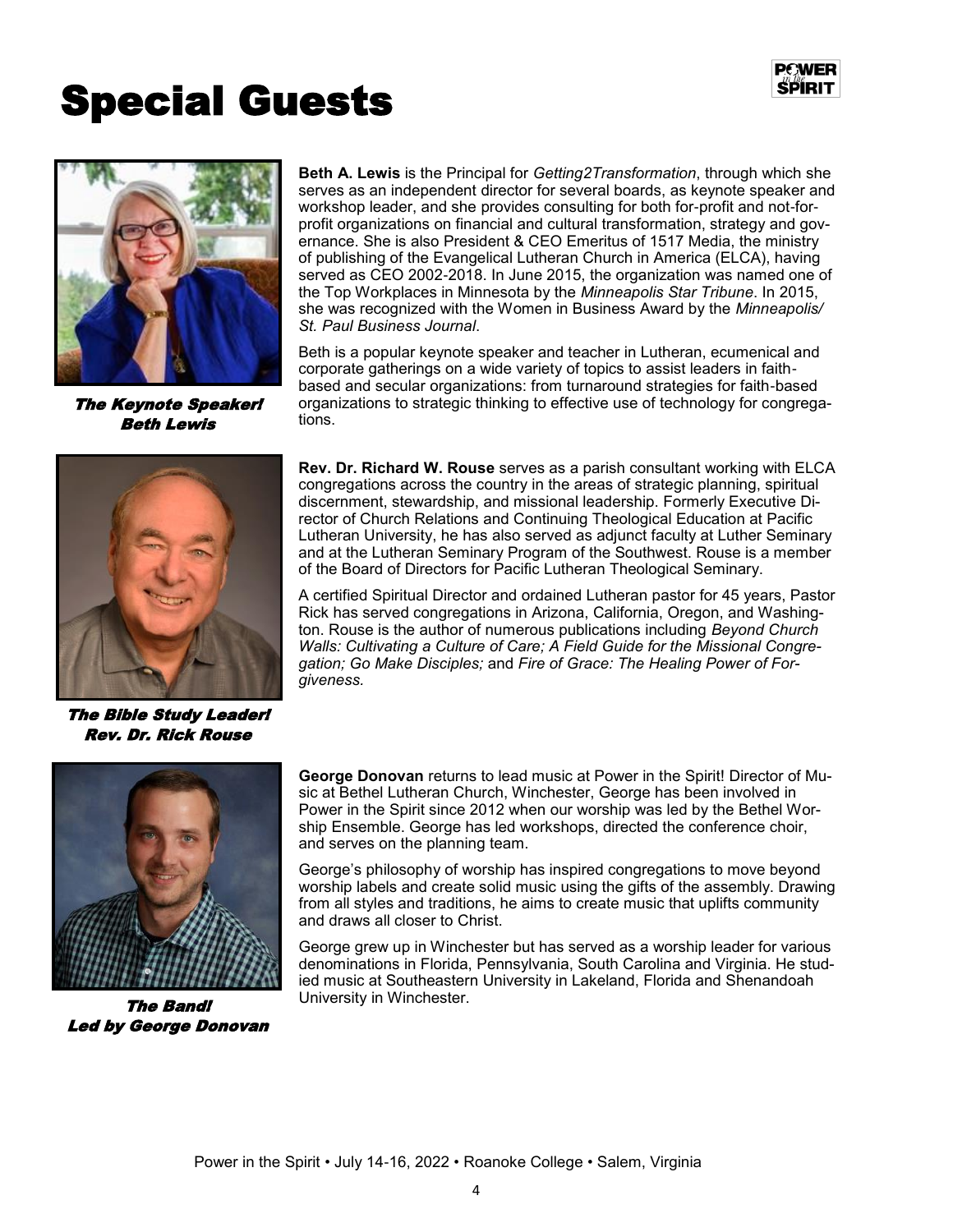# Special Guests

*The Keynote Speaker!*
*Beth Lewis*

**Beth A. Lewis** is the Principal for *Getting2Transformation*, through which she serves as an independent director for several boards, as keynote speaker and workshop leader, and she provides consulting for both for-profit and not-for-profit organizations on financial and cultural transformation, strategy and governance. She is also President & CEO Emeritus of 1517 Media, the ministry of publishing of the Evangelical Lutheran Church in America (ELCA), having served as CEO 2002-2018. In June 2015, the organization was named one of the Top Workplaces in Minnesota by the *Minneapolis Star Tribune*. In 2015, she was recognized with the Women in Business Award by the *Minneapolis/ St. Paul Business Journal*.

Beth is a popular keynote speaker and teacher in Lutheran, ecumenical and corporate gatherings on a wide variety of topics to assist leaders in faith-based and secular organizations: from turnaround strategies for faith-based organizations to strategic thinking to effective use of technology for congregations.

*The Bible Study Leader!*
*Rev. Dr. Rick Rouse*

**Rev. Dr. Richard W. Rouse** serves as a parish consultant working with ELCA congregations across the country in the areas of strategic planning, spiritual discernment, stewardship, and missional leadership. Formerly Executive Director of Church Relations and Continuing Theological Education at Pacific Lutheran University, he has also served as adjunct faculty at Luther Seminary and at the Lutheran Seminary Program of the Southwest. Rouse is a member of the Board of Directors for Pacific Lutheran Theological Seminary.

A certified Spiritual Director and ordained Lutheran pastor for 45 years, Pastor Rick has served congregations in Arizona, California, Oregon, and Washington. Rouse is the author of numerous publications including *Beyond Church Walls: Cultivating a Culture of Care; A Field Guide for the Missional Congregation; Go Make Disciples;* and *Fire of Grace: The Healing Power of Forgiveness.*

*The Band!*
*Led by George Donovan*

**George Donovan** returns to lead music at Power in the Spirit! Director of Music at Bethel Lutheran Church, Winchester, George has been involved in Power in the Spirit since 2012 when our worship was led by the Bethel Worship Ensemble. George has led workshops, directed the conference choir, and serves on the planning team.

George's philosophy of worship has inspired congregations to move beyond worship labels and create solid music using the gifts of the assembly. Drawing from all styles and traditions, he aims to create music that uplifts community and draws all closer to Christ.

George grew up in Winchester but has served as a worship leader for various denominations in Florida, Pennsylvania, South Carolina and Virginia. He studied music at Southeastern University in Lakeland, Florida and Shenandoah University in Winchester.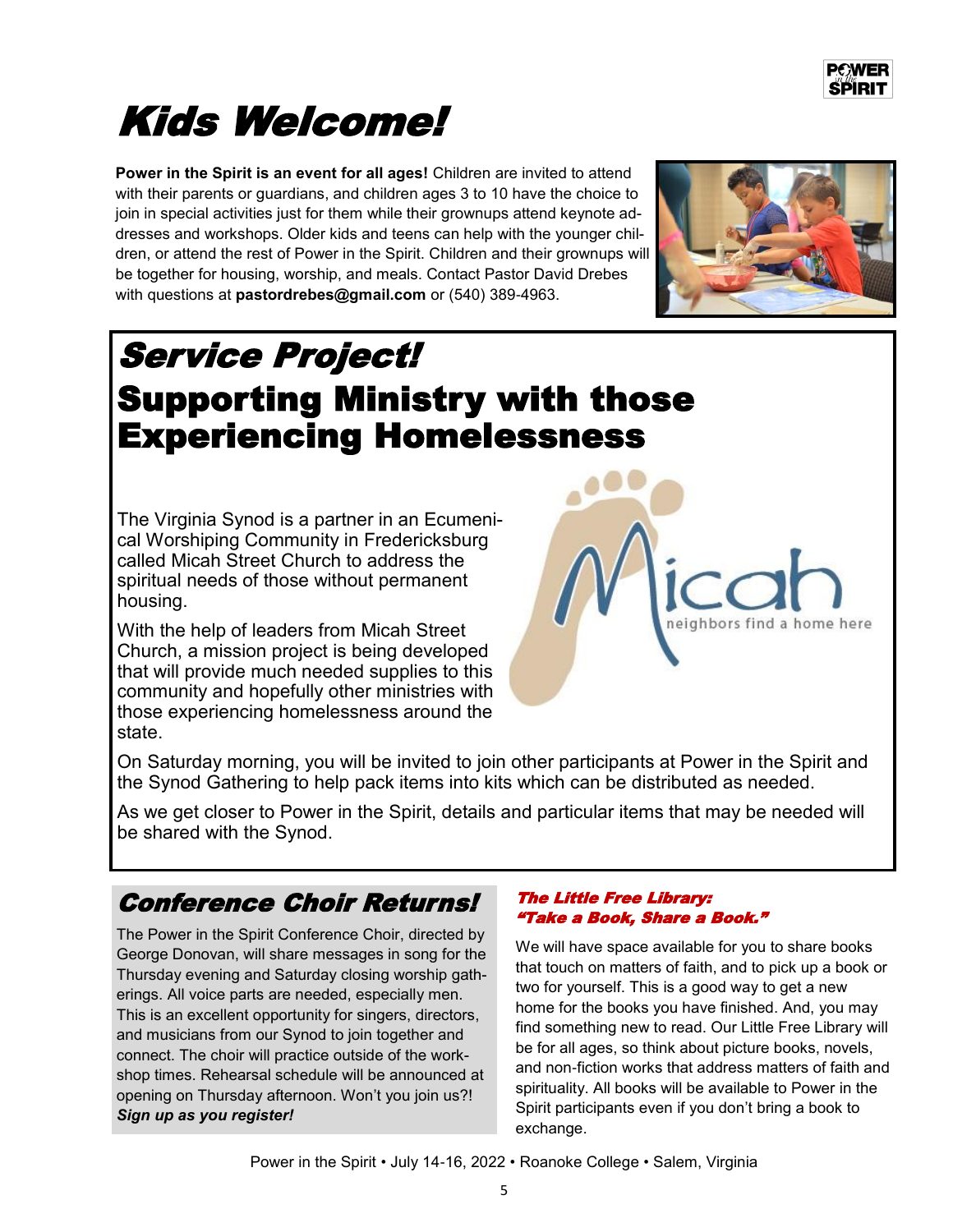# Kids Welcome!

**Power in the Spirit is an event for all ages!** Children are invited to attend with their parents or guardians, and children ages 3 to 10 have the choice to join in special activities just for them while their grownups attend keynote addresses and workshops. Older kids and teens can help with the younger children, or attend the rest of Power in the Spirit. Children and their grownups will be together for housing, worship, and meals. Contact Pastor David Drebes with questions at **pastordrebes@gmail.com** or (540) 389-4963.

# Service Project!

## Supporting Ministry with those Experiencing Homelessness

The Virginia Synod is a partner in an Ecumenical Worshiping Community in Fredericksburg called Micah Street Church to address the spiritual needs of those without permanent housing.

With the help of leaders from Micah Street Church, a mission project is being developed that will provide much needed supplies to this community and hopefully other ministries with those experiencing homelessness around the state.

Micah — neighbors find a home here

On Saturday morning, you will be invited to join other participants at Power in the Spirit and the Synod Gathering to help pack items into kits which can be distributed as needed.

As we get closer to Power in the Spirit, details and particular items that may be needed will be shared with the Synod.

## Conference Choir Returns!

The Power in the Spirit Conference Choir, directed by George Donovan, will share messages in song for the Thursday evening and Saturday closing worship gatherings. All voice parts are needed, especially men. This is an excellent opportunity for singers, directors, and musicians from our Synod to join together and connect. The choir will practice outside of the workshop times. Rehearsal schedule will be announced at opening on Thursday afternoon. Won't you join us?! ***Sign up as you register!***

### *The Little Free Library: "Take a Book, Share a Book."*

We will have space available for you to share books that touch on matters of faith, and to pick up a book or two for yourself. This is a good way to get a new home for the books you have finished. And, you may find something new to read. Our Little Free Library will be for all ages, so think about picture books, novels, and non-fiction works that address matters of faith and spirituality. All books will be available to Power in the Spirit participants even if you don't bring a book to exchange.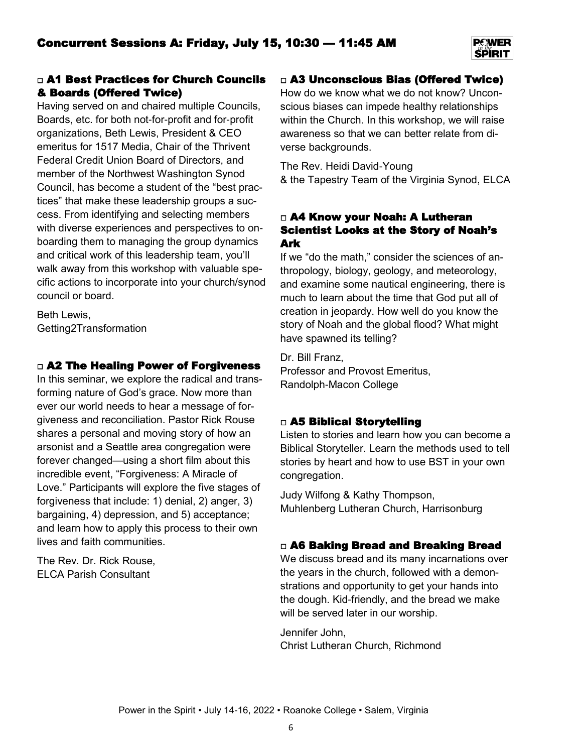# Concurrent Sessions A: Friday, July 15, 10:30 — 11:45 AM

## □ A1 Best Practices for Church Councils & Boards (Offered Twice)

Having served on and chaired multiple Councils, Boards, etc. for both not-for-profit and for-profit organizations, Beth Lewis, President & CEO emeritus for 1517 Media, Chair of the Thrivent Federal Credit Union Board of Directors, and member of the Northwest Washington Synod Council, has become a student of the "best practices" that make these leadership groups a success. From identifying and selecting members with diverse experiences and perspectives to onboarding them to managing the group dynamics and critical work of this leadership team, you'll walk away from this workshop with valuable specific actions to incorporate into your church/synod council or board.

Beth Lewis,
Getting2Transformation

## □ A2 The Healing Power of Forgiveness

In this seminar, we explore the radical and transforming nature of God's grace. Now more than ever our world needs to hear a message of forgiveness and reconciliation. Pastor Rick Rouse shares a personal and moving story of how an arsonist and a Seattle area congregation were forever changed—using a short film about this incredible event, "Forgiveness: A Miracle of Love." Participants will explore the five stages of forgiveness that include: 1) denial, 2) anger, 3) bargaining, 4) depression, and 5) acceptance; and learn how to apply this process to their own lives and faith communities.

The Rev. Dr. Rick Rouse,
ELCA Parish Consultant

## □ A3 Unconscious Bias (Offered Twice)

How do we know what we do not know? Unconscious biases can impede healthy relationships within the Church. In this workshop, we will raise awareness so that we can better relate from diverse backgrounds.

The Rev. Heidi David-Young
& the Tapestry Team of the Virginia Synod, ELCA

## □ A4 Know your Noah: A Lutheran Scientist Looks at the Story of Noah's Ark

If we "do the math," consider the sciences of anthropology, biology, geology, and meteorology, and examine some nautical engineering, there is much to learn about the time that God put all of creation in jeopardy. How well do you know the story of Noah and the global flood? What might have spawned its telling?

Dr. Bill Franz,
Professor and Provost Emeritus,
Randolph-Macon College

## □ A5 Biblical Storytelling

Listen to stories and learn how you can become a Biblical Storyteller. Learn the methods used to tell stories by heart and how to use BST in your own congregation.

Judy Wilfong & Kathy Thompson,
Muhlenberg Lutheran Church, Harrisonburg

## □ A6 Baking Bread and Breaking Bread

We discuss bread and its many incarnations over the years in the church, followed with a demonstrations and opportunity to get your hands into the dough. Kid-friendly, and the bread we make will be served later in our worship.

Jennifer John,
Christ Lutheran Church, Richmond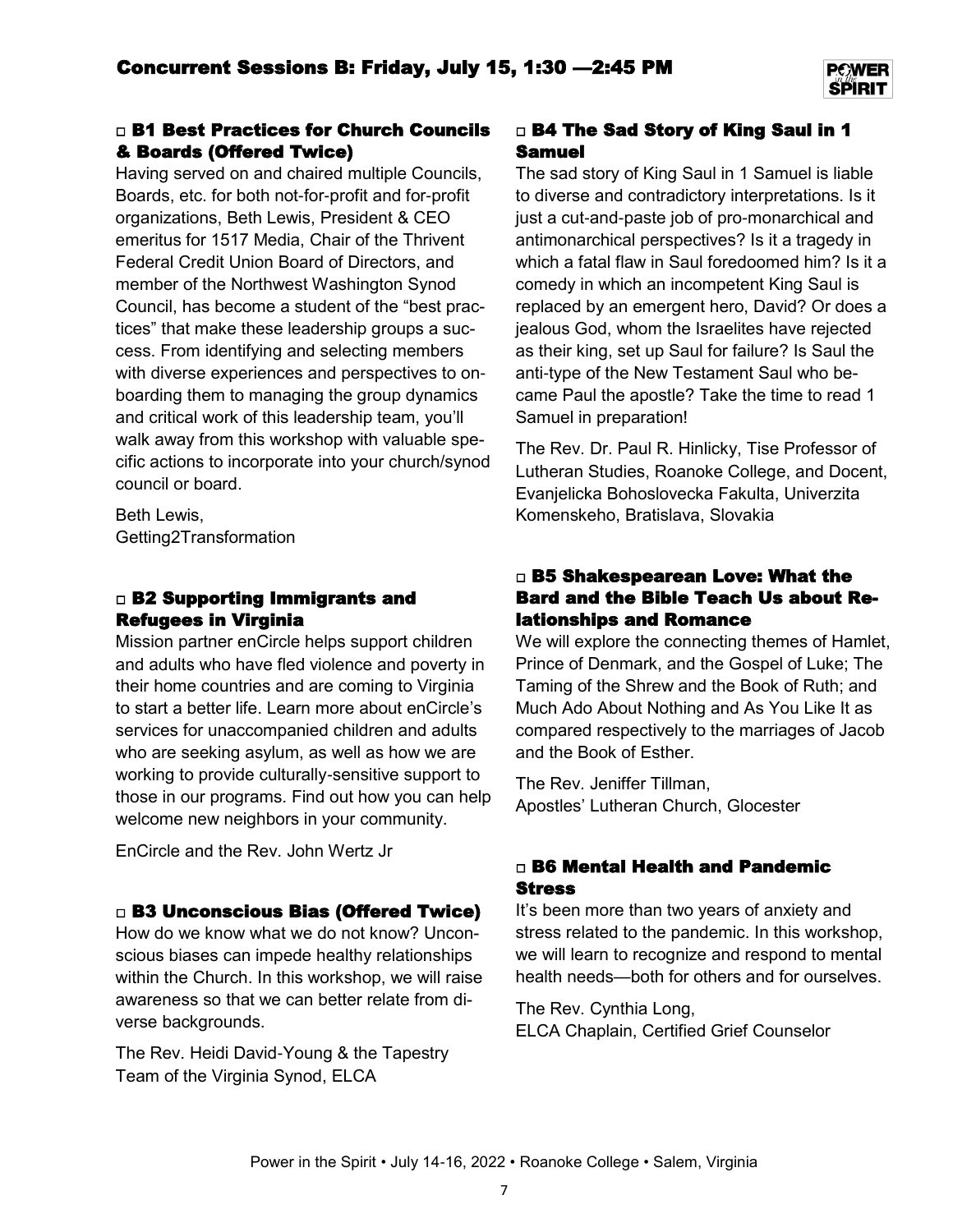# Concurrent Sessions B: Friday, July 15, 1:30 —2:45 PM

### ◻ B1 Best Practices for Church Councils & Boards (Offered Twice)

Having served on and chaired multiple Councils, Boards, etc. for both not-for-profit and for-profit organizations, Beth Lewis, President & CEO emeritus for 1517 Media, Chair of the Thrivent Federal Credit Union Board of Directors, and member of the Northwest Washington Synod Council, has become a student of the "best practices" that make these leadership groups a success. From identifying and selecting members with diverse experiences and perspectives to onboarding them to managing the group dynamics and critical work of this leadership team, you'll walk away from this workshop with valuable specific actions to incorporate into your church/synod council or board.

Beth Lewis,
Getting2Transformation

### ◻ B2 Supporting Immigrants and Refugees in Virginia

Mission partner enCircle helps support children and adults who have fled violence and poverty in their home countries and are coming to Virginia to start a better life. Learn more about enCircle's services for unaccompanied children and adults who are seeking asylum, as well as how we are working to provide culturally-sensitive support to those in our programs. Find out how you can help welcome new neighbors in your community.

EnCircle and the Rev. John Wertz Jr

### ◻ B3 Unconscious Bias (Offered Twice)

How do we know what we do not know? Unconscious biases can impede healthy relationships within the Church. In this workshop, we will raise awareness so that we can better relate from diverse backgrounds.

The Rev. Heidi David-Young & the Tapestry Team of the Virginia Synod, ELCA

### ◻ B4 The Sad Story of King Saul in 1 Samuel

The sad story of King Saul in 1 Samuel is liable to diverse and contradictory interpretations. Is it just a cut-and-paste job of pro-monarchical and antimonarchical perspectives? Is it a tragedy in which a fatal flaw in Saul foredoomed him? Is it a comedy in which an incompetent King Saul is replaced by an emergent hero, David? Or does a jealous God, whom the Israelites have rejected as their king, set up Saul for failure? Is Saul the anti-type of the New Testament Saul who became Paul the apostle? Take the time to read 1 Samuel in preparation!

The Rev. Dr. Paul R. Hinlicky, Tise Professor of Lutheran Studies, Roanoke College, and Docent, Evanjelicka Bohoslovecka Fakulta, Univerzita Komenskeho, Bratislava, Slovakia

### ◻ B5 Shakespearean Love: What the Bard and the Bible Teach Us about Relationships and Romance

We will explore the connecting themes of Hamlet, Prince of Denmark, and the Gospel of Luke; The Taming of the Shrew and the Book of Ruth; and Much Ado About Nothing and As You Like It as compared respectively to the marriages of Jacob and the Book of Esther.

The Rev. Jeniffer Tillman,
Apostles' Lutheran Church, Glocester

### ◻ B6 Mental Health and Pandemic Stress

It's been more than two years of anxiety and stress related to the pandemic. In this workshop, we will learn to recognize and respond to mental health needs—both for others and for ourselves.

The Rev. Cynthia Long,
ELCA Chaplain, Certified Grief Counselor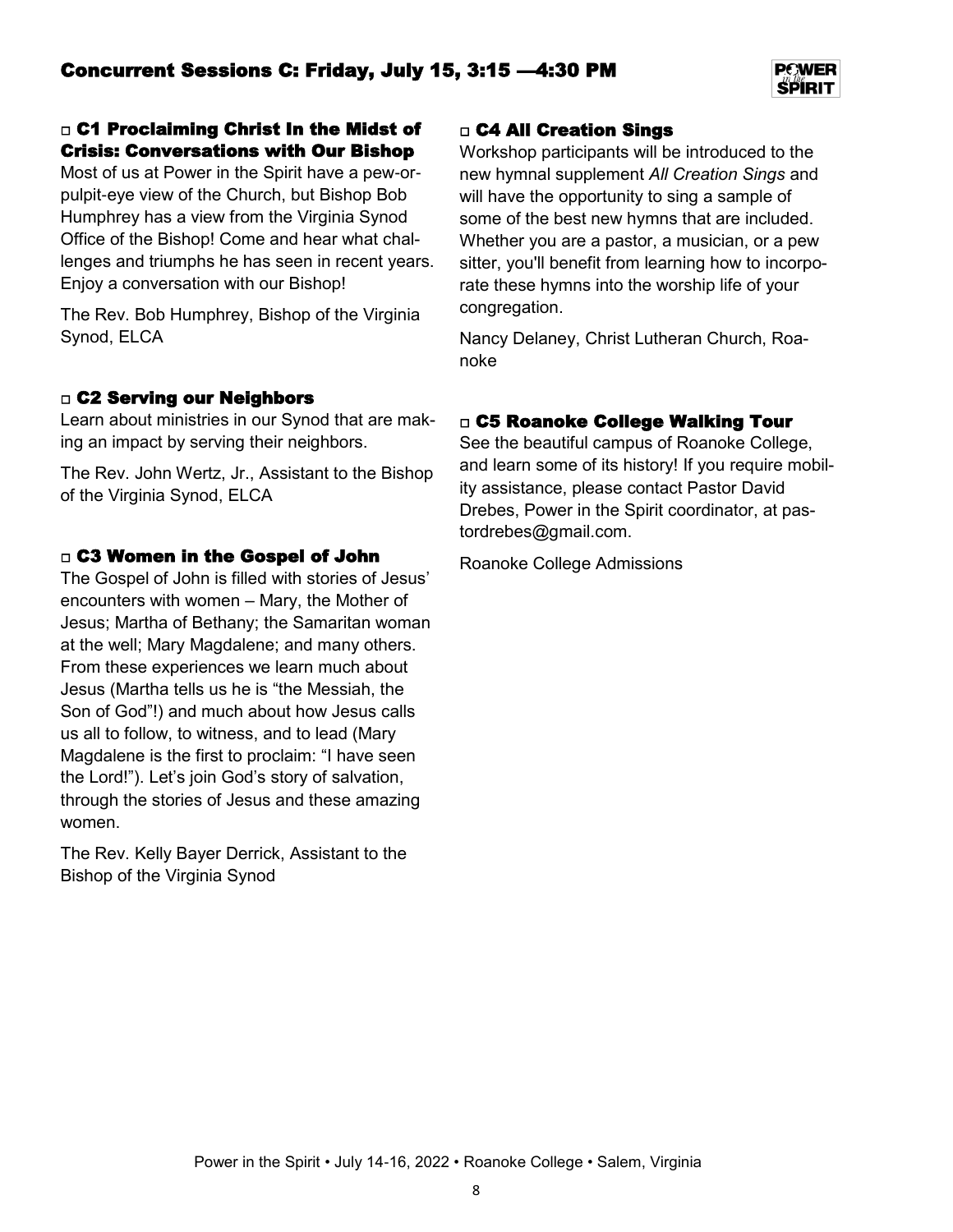## Concurrent Sessions C: Friday, July 15, 3:15 —4:30 PM

### ▫ C1 Proclaiming Christ In the Midst of Crisis: Conversations with Our Bishop

Most of us at Power in the Spirit have a pew-or-pulpit-eye view of the Church, but Bishop Bob Humphrey has a view from the Virginia Synod Office of the Bishop! Come and hear what challenges and triumphs he has seen in recent years. Enjoy a conversation with our Bishop!

The Rev. Bob Humphrey, Bishop of the Virginia Synod, ELCA

### ▫ C2 Serving our Neighbors

Learn about ministries in our Synod that are making an impact by serving their neighbors.

The Rev. John Wertz, Jr., Assistant to the Bishop of the Virginia Synod, ELCA

### ▫ C3 Women in the Gospel of John

The Gospel of John is filled with stories of Jesus' encounters with women – Mary, the Mother of Jesus; Martha of Bethany; the Samaritan woman at the well; Mary Magdalene; and many others. From these experiences we learn much about Jesus (Martha tells us he is "the Messiah, the Son of God"!) and much about how Jesus calls us all to follow, to witness, and to lead (Mary Magdalene is the first to proclaim: "I have seen the Lord!"). Let's join God's story of salvation, through the stories of Jesus and these amazing women.

The Rev. Kelly Bayer Derrick, Assistant to the Bishop of the Virginia Synod

### ▫ C4 All Creation Sings

Workshop participants will be introduced to the new hymnal supplement *All Creation Sings* and will have the opportunity to sing a sample of some of the best new hymns that are included. Whether you are a pastor, a musician, or a pew sitter, you'll benefit from learning how to incorporate these hymns into the worship life of your congregation.

Nancy Delaney, Christ Lutheran Church, Roanoke

### ▫ C5 Roanoke College Walking Tour

See the beautiful campus of Roanoke College, and learn some of its history! If you require mobility assistance, please contact Pastor David Drebes, Power in the Spirit coordinator, at pastordrebes@gmail.com.

Roanoke College Admissions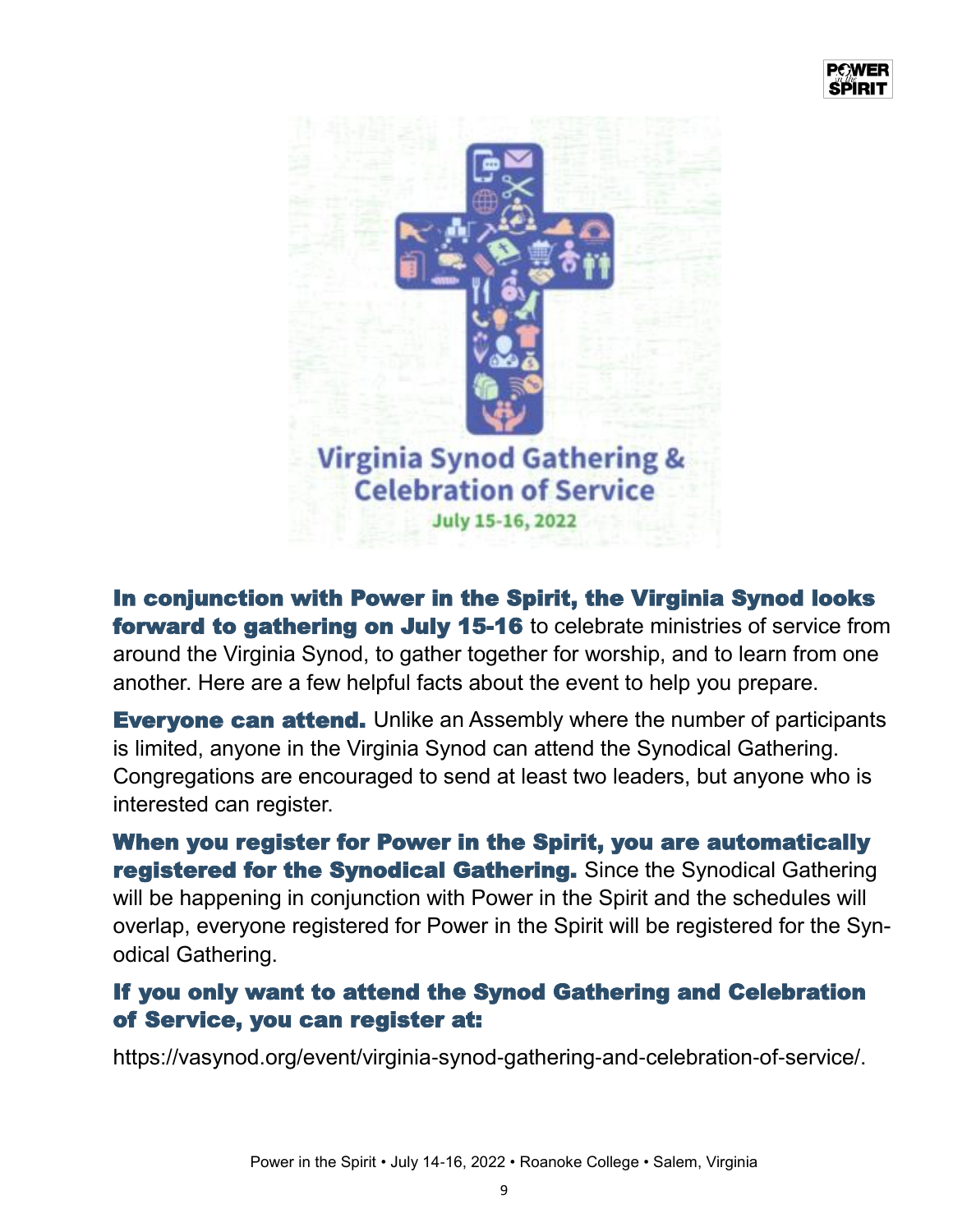Virginia Synod Gathering & Celebration of Service

July 15-16, 2022

**In conjunction with Power in the Spirit, the Virginia Synod looks forward to gathering on July 15-16** to celebrate ministries of service from around the Virginia Synod, to gather together for worship, and to learn from one another. Here are a few helpful facts about the event to help you prepare.

**Everyone can attend.** Unlike an Assembly where the number of participants is limited, anyone in the Virginia Synod can attend the Synodical Gathering. Congregations are encouraged to send at least two leaders, but anyone who is interested can register.

**When you register for Power in the Spirit, you are automatically registered for the Synodical Gathering.** Since the Synodical Gathering will be happening in conjunction with Power in the Spirit and the schedules will overlap, everyone registered for Power in the Spirit will be registered for the Synodical Gathering.

**If you only want to attend the Synod Gathering and Celebration of Service, you can register at:**

https://vasynod.org/event/virginia-synod-gathering-and-celebration-of-service/.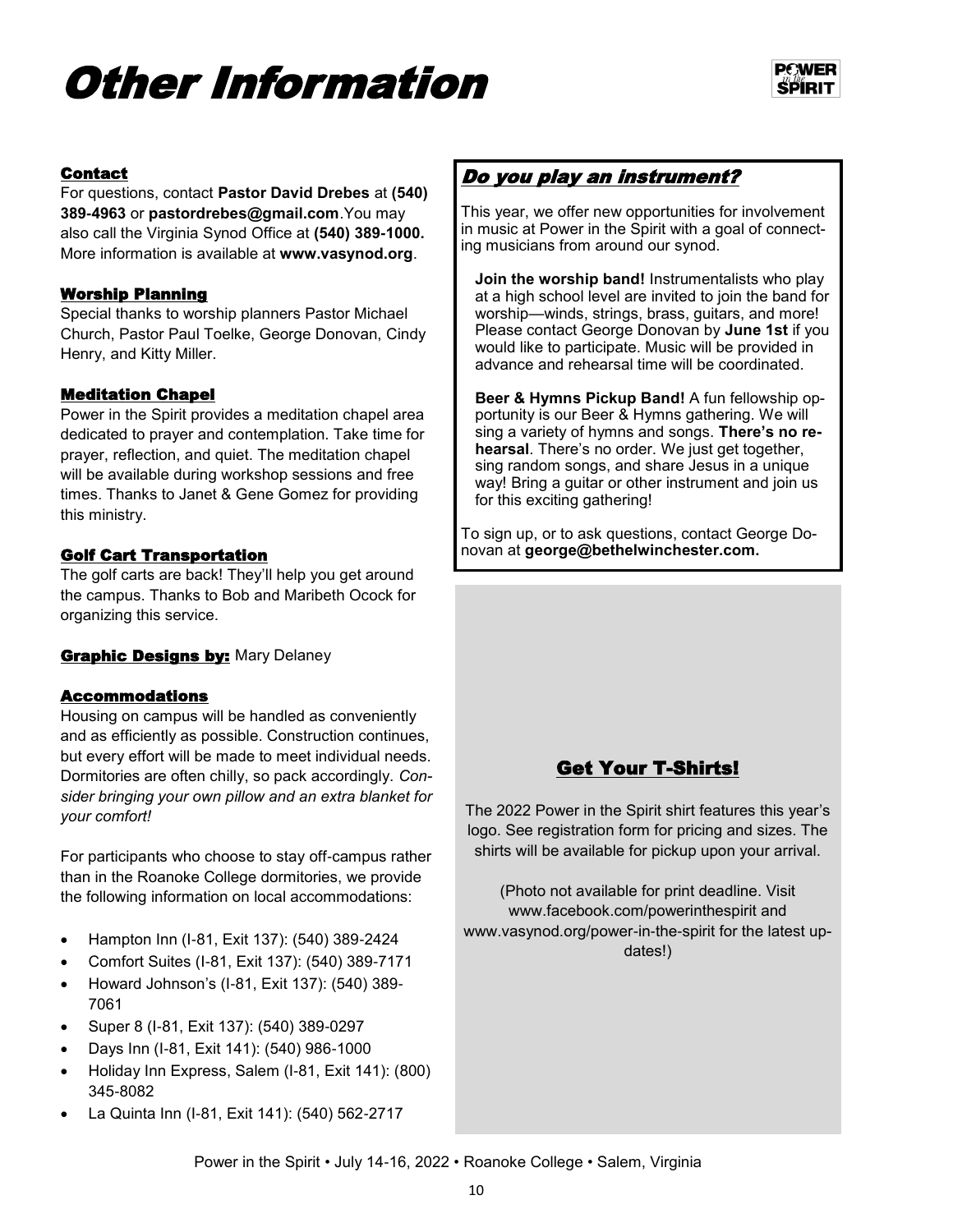# Other Information

## Contact

For questions, contact **Pastor David Drebes** at **(540) 389-4963** or **pastordrebes@gmail.com**.You may also call the Virginia Synod Office at **(540) 389-1000.** More information is available at **www.vasynod.org**.

## Worship Planning

Special thanks to worship planners Pastor Michael Church, Pastor Paul Toelke, George Donovan, Cindy Henry, and Kitty Miller.

## Meditation Chapel

Power in the Spirit provides a meditation chapel area dedicated to prayer and contemplation. Take time for prayer, reflection, and quiet. The meditation chapel will be available during workshop sessions and free times. Thanks to Janet & Gene Gomez for providing this ministry.

## Golf Cart Transportation

The golf carts are back! They'll help you get around the campus. Thanks to Bob and Maribeth Ocock for organizing this service.

**Graphic Designs by:** Mary Delaney

## Accommodations

Housing on campus will be handled as conveniently and as efficiently as possible. Construction continues, but every effort will be made to meet individual needs. Dormitories are often chilly, so pack accordingly. *Consider bringing your own pillow and an extra blanket for your comfort!*

For participants who choose to stay off-campus rather than in the Roanoke College dormitories, we provide the following information on local accommodations:

- Hampton Inn (I-81, Exit 137): (540) 389-2424
- Comfort Suites (I-81, Exit 137): (540) 389-7171
- Howard Johnson's (I-81, Exit 137): (540) 389-7061
- Super 8 (I-81, Exit 137): (540) 389-0297
- Days Inn (I-81, Exit 141): (540) 986-1000
- Holiday Inn Express, Salem (I-81, Exit 141): (800) 345-8082
- La Quinta Inn (I-81, Exit 141): (540) 562-2717

## *Do you play an instrument?*

This year, we offer new opportunities for involvement in music at Power in the Spirit with a goal of connecting musicians from around our synod.

**Join the worship band!** Instrumentalists who play at a high school level are invited to join the band for worship—winds, strings, brass, guitars, and more! Please contact George Donovan by **June 1st** if you would like to participate. Music will be provided in advance and rehearsal time will be coordinated.

**Beer & Hymns Pickup Band!** A fun fellowship opportunity is our Beer & Hymns gathering. We will sing a variety of hymns and songs. **There's no rehearsal**. There's no order. We just get together, sing random songs, and share Jesus in a unique way! Bring a guitar or other instrument and join us for this exciting gathering!

To sign up, or to ask questions, contact George Donovan at **george@bethelwinchester.com.**

## Get Your T-Shirts!

The 2022 Power in the Spirit shirt features this year's logo. See registration form for pricing and sizes. The shirts will be available for pickup upon your arrival.

(Photo not available for print deadline. Visit www.facebook.com/powerinthespirit and www.vasynod.org/power-in-the-spirit for the latest updates!)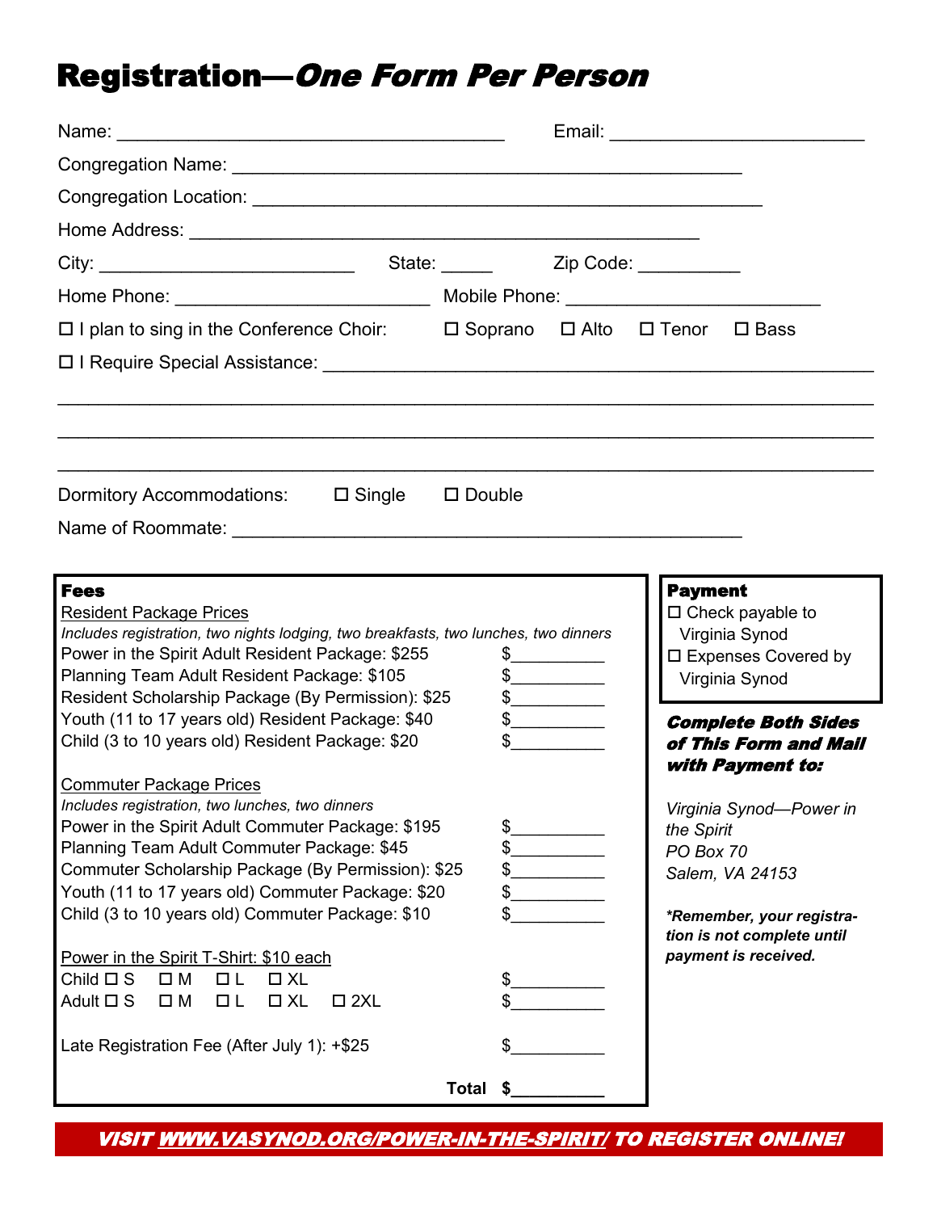# Registration—*One Form Per Person*

Name: ______________________________________ Email: _________________________

Congregation Name: __________________________________________________

Congregation Location: __________________________________________________

Home Address: __________________________________________________

City: _________________________ State: _____ Zip Code: __________

Home Phone: _________________________ Mobile Phone: _________________________

☐ I plan to sing in the Conference Choir: ☐ Soprano ☐ Alto ☐ Tenor ☐ Bass

☐ I Require Special Assistance: _______________________________________________

_______________________________________________________________________________

_______________________________________________________________________________

_______________________________________________________________________________

Dormitory Accommodations: ☐ Single ☐ Double

Name of Roommate: __________________________________________________

## Fees

Resident Package Prices

*Includes registration, two nights lodging, two breakfasts, two lunches, two dinners*

Power in the Spirit Adult Resident Package: $255 $__________

Planning Team Adult Resident Package: $105 $__________

Resident Scholarship Package (By Permission): $25 $__________

Youth (11 to 17 years old) Resident Package: $40 $__________

Child (3 to 10 years old) Resident Package: $20 $__________

Commuter Package Prices

*Includes registration, two lunches, two dinners*

Power in the Spirit Adult Commuter Package: $195 $__________

Planning Team Adult Commuter Package: $45 $__________

Commuter Scholarship Package (By Permission): $25 $__________

Youth (11 to 17 years old) Commuter Package: $20 $__________

Child (3 to 10 years old) Commuter Package: $10 $__________

Power in the Spirit T-Shirt: $10 each

Child ☐ S ☐ M ☐ L ☐ XL $__________

Adult ☐ S ☐ M ☐ L ☐ XL ☐ 2XL $__________

Late Registration Fee (After July 1): +$25 $__________

**Total $__________**

## Payment

☐ Check payable to Virginia Synod

☐ Expenses Covered by Virginia Synod

***Complete Both Sides of This Form and Mail with Payment to:***

*Virginia Synod—Power in the Spirit*
*PO Box 70*
*Salem, VA 24153*

***\*Remember, your registration is not complete until payment is received.***

***VISIT WWW.VASYNOD.ORG/POWER-IN-THE-SPIRIT/ TO REGISTER ONLINE!***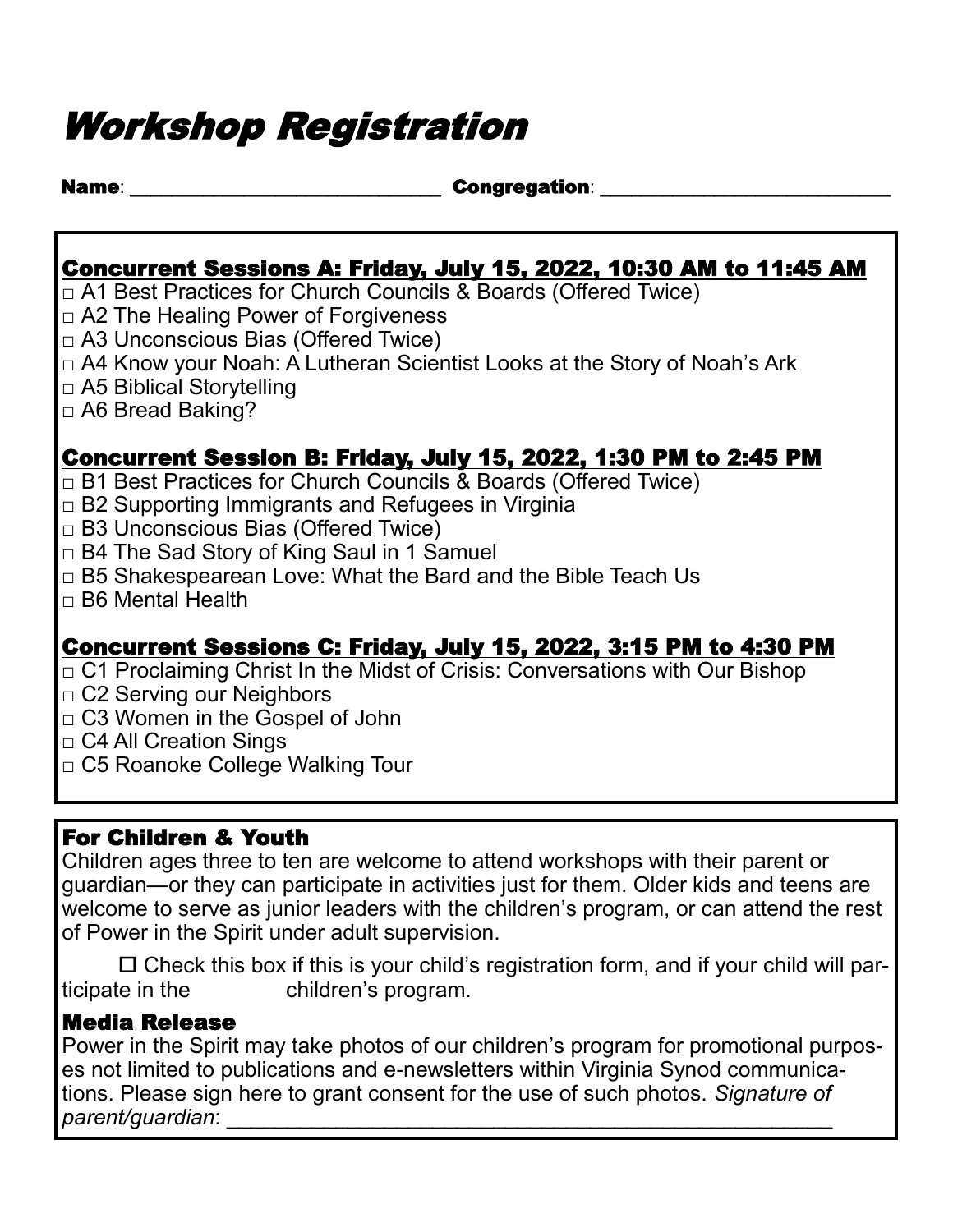# *Workshop Registration*

**Name**: ______________________________ **Congregation**: ____________________________

## Concurrent Sessions A: Friday, July 15, 2022, 10:30 AM to 11:45 AM

□ A1 Best Practices for Church Councils & Boards (Offered Twice)
□ A2 The Healing Power of Forgiveness
□ A3 Unconscious Bias (Offered Twice)
□ A4 Know your Noah: A Lutheran Scientist Looks at the Story of Noah's Ark
□ A5 Biblical Storytelling
□ A6 Bread Baking?

## Concurrent Session B: Friday, July 15, 2022, 1:30 PM to 2:45 PM

□ B1 Best Practices for Church Councils & Boards (Offered Twice)
□ B2 Supporting Immigrants and Refugees in Virginia
□ B3 Unconscious Bias (Offered Twice)
□ B4 The Sad Story of King Saul in 1 Samuel
□ B5 Shakespearean Love: What the Bard and the Bible Teach Us
□ B6 Mental Health

## Concurrent Sessions C: Friday, July 15, 2022, 3:15 PM to 4:30 PM

□ C1 Proclaiming Christ In the Midst of Crisis: Conversations with Our Bishop
□ C2 Serving our Neighbors
□ C3 Women in the Gospel of John
□ C4 All Creation Sings
□ C5 Roanoke College Walking Tour

## For Children & Youth

Children ages three to ten are welcome to attend workshops with their parent or guardian—or they can participate in activities just for them. Older kids and teens are welcome to serve as junior leaders with the children's program, or can attend the rest of Power in the Spirit under adult supervision.

☐ Check this box if this is your child's registration form, and if your child will participate in the children's program.

## Media Release

Power in the Spirit may take photos of our children's program for promotional purposes not limited to publications and e-newsletters within Virginia Synod communications. Please sign here to grant consent for the use of such photos. *Signature of parent/guardian*: ________________________________________________________